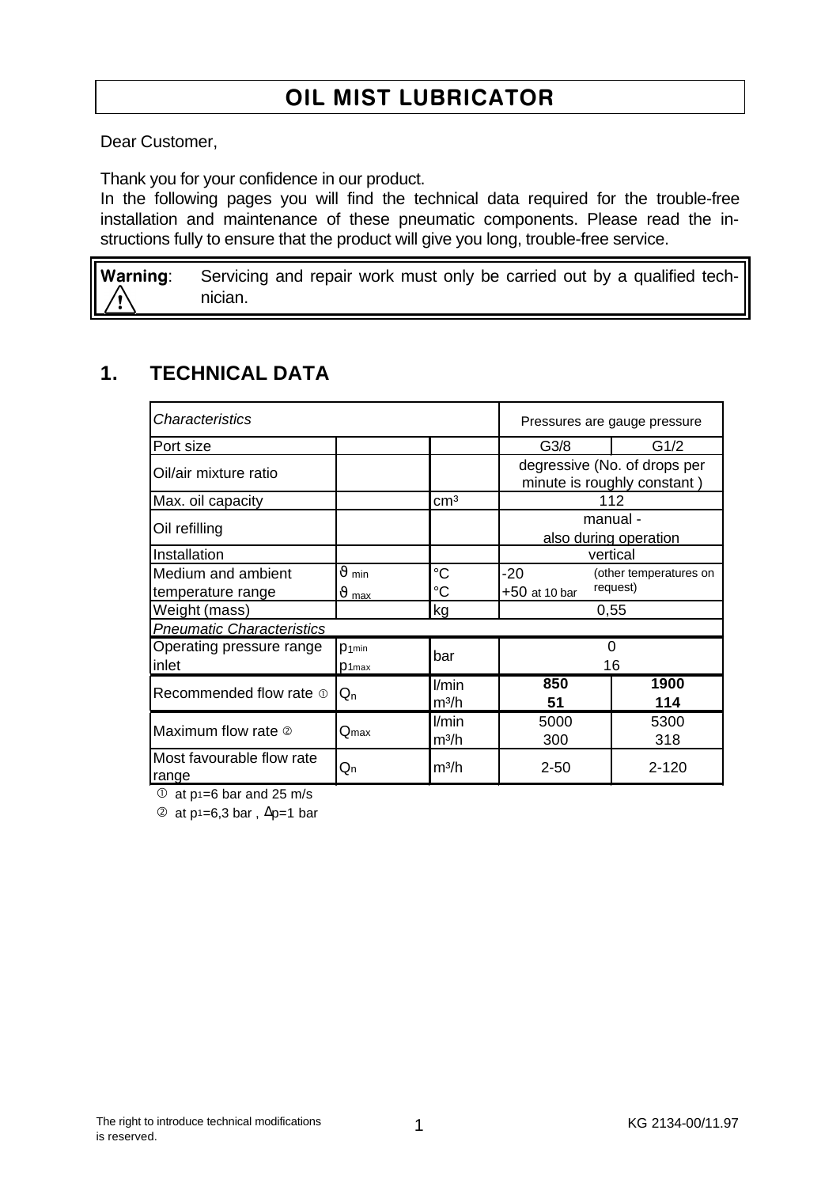# OIL MIST LUBRICATOR

Dear Customer,

Thank you for your confidence in our product.
In the following pages you will find the technical data required for the trouble-free installation and maintenance of these pneumatic components. Please read the instructions fully to ensure that the product will give you long, trouble-free service.

> **Warning**: Servicing and repair work must only be carried out by a qualified technician.

## 1. TECHNICAL DATA

| *Characteristics* | | | Pressures are gauge pressure | |
|---|---|---|---|---|
| Port size | | | G3/8 | G1/2 |
| Oil/air mixture ratio | | | degressive (No. of drops per minute is roughly constant ) | |
| Max. oil capacity | | cm³ | 112 | |
| Oil refilling | | | manual - also during operation | |
| Installation | | | vertical | |
| Medium and ambient temperature range | $\vartheta_{min}$ $\vartheta_{max}$ | °C °C | -20 +50 at 10 bar | (other temperatures on request) |
| Weight (mass) | | kg | 0,55 | |
| *Pneumatic Characteristics* | | | | |
| Operating pressure range inlet | $p_{1min}$ $p_{1max}$ | bar | 0 16 | |
| Recommended flow rate ① | $Q_n$ | l/min m³/h | **850** **51** | **1900** **114** |
| Maximum flow rate ② | $Q_{max}$ | l/min m³/h | 5000 300 | 5300 318 |
| Most favourable flow rate range | $Q_n$ | m³/h | 2-50 | 2-120 |

① at $p_1$=6 bar and 25 m/s

② at $p_1$=6,3 bar , $\Delta p$=1 bar

The right to introduce technical modifications is reserved.

KG 2134-00/11.97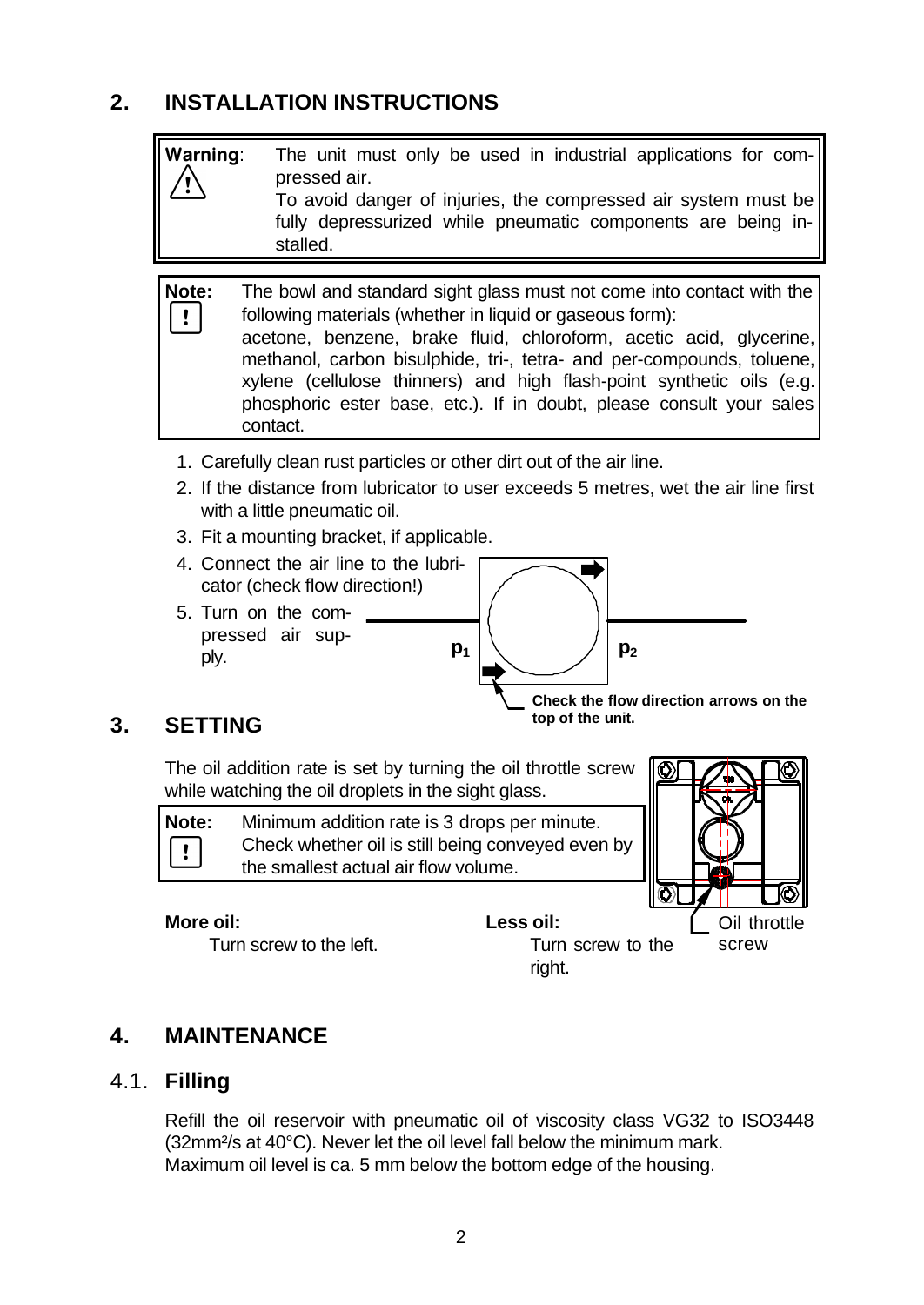## 2. INSTALLATION INSTRUCTIONS

> **Warning**: The unit must only be used in industrial applications for compressed air.
> To avoid danger of injuries, the compressed air system must be fully depressurized while pneumatic components are being installed.

> **Note:** The bowl and standard sight glass must not come into contact with the following materials (whether in liquid or gaseous form):
> acetone, benzene, brake fluid, chloroform, acetic acid, glycerine, methanol, carbon bisulphide, tri-, tetra- and per-compounds, toluene, xylene (cellulose thinners) and high flash-point synthetic oils (e.g. phosphoric ester base, etc.). If in doubt, please consult your sales contact.

1. Carefully clean rust particles or other dirt out of the air line.
2. If the distance from lubricator to user exceeds 5 metres, wet the air line first with a little pneumatic oil.
3. Fit a mounting bracket, if applicable.
4. Connect the air line to the lubricator (check flow direction!)
5. Turn on the compressed air supply.

$p_1$ $p_2$

**Check the flow direction arrows on the top of the unit.**

## 3. SETTING

The oil addition rate is set by turning the oil throttle screw while watching the oil droplets in the sight glass.

> **Note:** Minimum addition rate is 3 drops per minute.
> Check whether oil is still being conveyed even by the smallest actual air flow volume.

**More oil:**
Turn screw to the left.

**Less oil:**
Turn screw to the right.

Oil throttle screw

## 4. MAINTENANCE

### 4.1. Filling

Refill the oil reservoir with pneumatic oil of viscosity class VG32 to ISO3448 (32mm²/s at 40°C). Never let the oil level fall below the minimum mark.
Maximum oil level is ca. 5 mm below the bottom edge of the housing.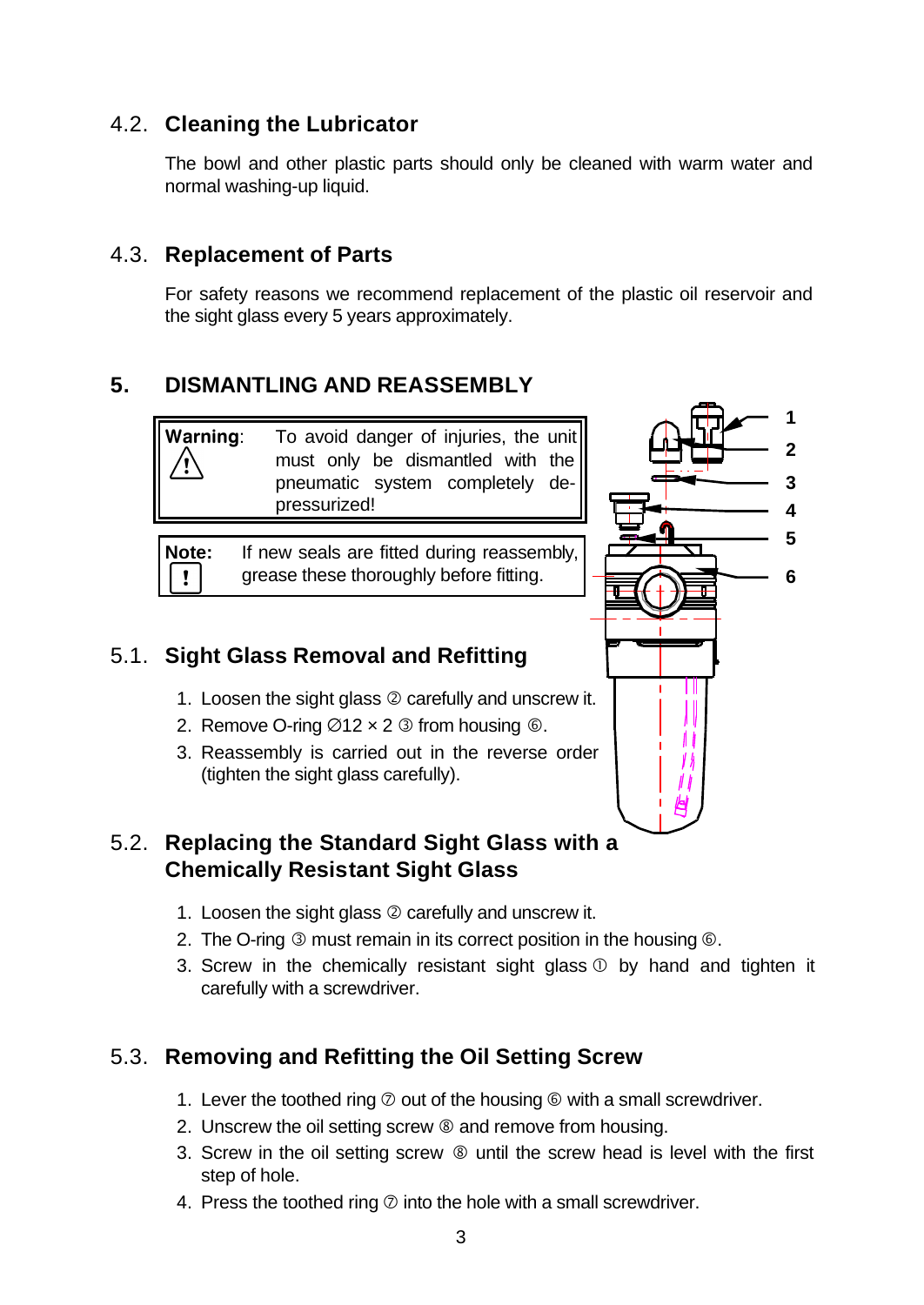## 4.2. Cleaning the Lubricator

The bowl and other plastic parts should only be cleaned with warm water and normal washing-up liquid.

## 4.3. Replacement of Parts

For safety reasons we recommend replacement of the plastic oil reservoir and the sight glass every 5 years approximately.

# 5. DISMANTLING AND REASSEMBLY

**Warning**: To avoid danger of injuries, the unit must only be dismantled with the pneumatic system completely de-pressurized!

**Note:** If new seals are fitted during reassembly, grease these thoroughly before fitting.

1
2
3
4
5
6

## 5.1. Sight Glass Removal and Refitting

1. Loosen the sight glass ② carefully and unscrew it.
2. Remove O-ring ∅12 × 2 ③ from housing ⑥.
3. Reassembly is carried out in the reverse order (tighten the sight glass carefully).

## 5.2. Replacing the Standard Sight Glass with a Chemically Resistant Sight Glass

1. Loosen the sight glass ② carefully and unscrew it.
2. The O-ring ③ must remain in its correct position in the housing ⑥.
3. Screw in the chemically resistant sight glass ① by hand and tighten it carefully with a screwdriver.

## 5.3. Removing and Refitting the Oil Setting Screw

1. Lever the toothed ring ⑦ out of the housing ⑥ with a small screwdriver.
2. Unscrew the oil setting screw ⑧ and remove from housing.
3. Screw in the oil setting screw ⑧ until the screw head is level with the first step of hole.
4. Press the toothed ring ⑦ into the hole with a small screwdriver.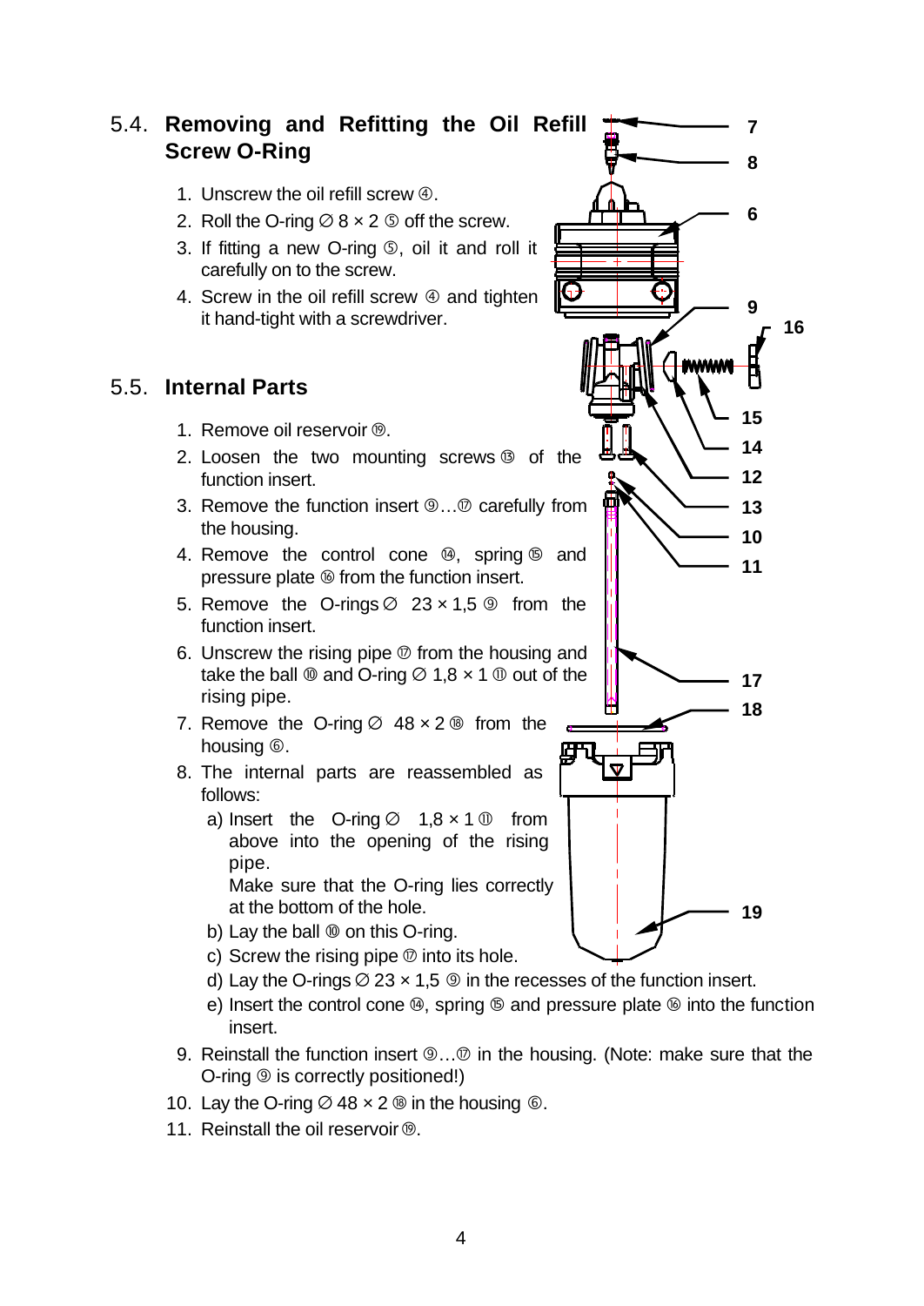## 5.4. Removing and Refitting the Oil Refill Screw O-Ring

1. Unscrew the oil refill screw ④.
2. Roll the O-ring ∅ 8 × 2 ⑤ off the screw.
3. If fitting a new O-ring ⑤, oil it and roll it carefully on to the screw.
4. Screw in the oil refill screw ④ and tighten it hand-tight with a screwdriver.

## 5.5. Internal Parts

1. Remove oil reservoir ⑲.
2. Loosen the two mounting screws ⑬ of the function insert.
3. Remove the function insert ⑨…⑰ carefully from the housing.
4. Remove the control cone ⑭, spring ⑮ and pressure plate ⑯ from the function insert.
5. Remove the O-rings ∅ 23 × 1,5 ⑨ from the function insert.
6. Unscrew the rising pipe ⑰ from the housing and take the ball ⑩ and O-ring ∅ 1,8 × 1 ⑪ out of the rising pipe.
7. Remove the O-ring ∅ 48 × 2 ⑱ from the housing ⑥.
8. The internal parts are reassembled as follows:
   a) Insert the O-ring ∅ 1,8 × 1 ⑪ from above into the opening of the rising pipe.
      Make sure that the O-ring lies correctly at the bottom of the hole.
   b) Lay the ball ⑩ on this O-ring.
   c) Screw the rising pipe ⑰ into its hole.
   d) Lay the O-rings ∅ 23 × 1,5 ⑨ in the recesses of the function insert.
   e) Insert the control cone ⑭, spring ⑮ and pressure plate ⑯ into the function insert.
9. Reinstall the function insert ⑨…⑰ in the housing. (Note: make sure that the O-ring ⑨ is correctly positioned!)
10. Lay the O-ring ∅ 48 × 2 ⑱ in the housing ⑥.
11. Reinstall the oil reservoir ⑲.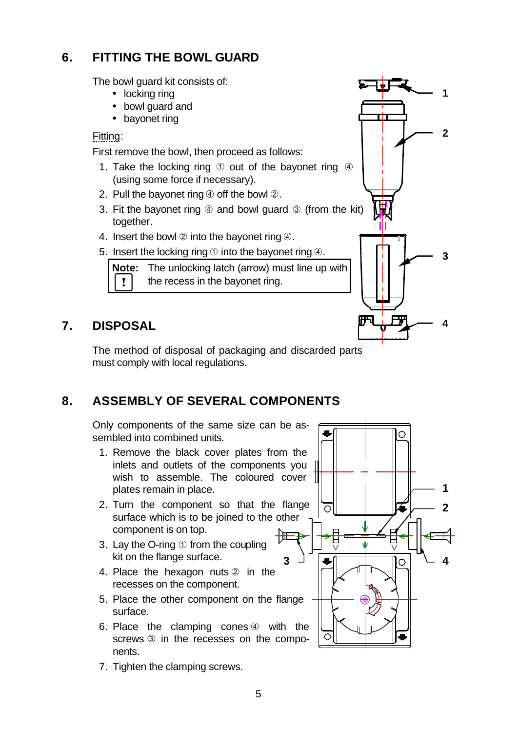## 6. FITTING THE BOWL GUARD

The bowl guard kit consists of:

- locking ring
- bowl guard and
- bayonet ring

Fitting:

First remove the bowl, then proceed as follows:

1. Take the locking ring ① out of the bayonet ring ④ (using some force if necessary).
2. Pull the bayonet ring ④ off the bowl ②.
3. Fit the bayonet ring ④ and bowl guard ③ (from the kit) together.
4. Insert the bowl ② into the bayonet ring ④.
5. Insert the locking ring ① into the bayonet ring ④.

| **Note:** ! | The unlocking latch (arrow) must line up with the recess in the bayonet ring. |
|---|---|

## 7. DISPOSAL

The method of disposal of packaging and discarded parts must comply with local regulations.

## 8. ASSEMBLY OF SEVERAL COMPONENTS

Only components of the same size can be assembled into combined units.

1. Remove the black cover plates from the inlets and outlets of the components you wish to assemble. The coloured cover plates remain in place.
2. Turn the component so that the flange surface which is to be joined to the other component is on top.
3. Lay the O-ring ① from the coupling kit on the flange surface.
4. Place the hexagon nuts ② in the recesses on the component.
5. Place the other component on the flange surface.
6. Place the clamping cones ④ with the screws ③ in the recesses on the components.
7. Tighten the clamping screws.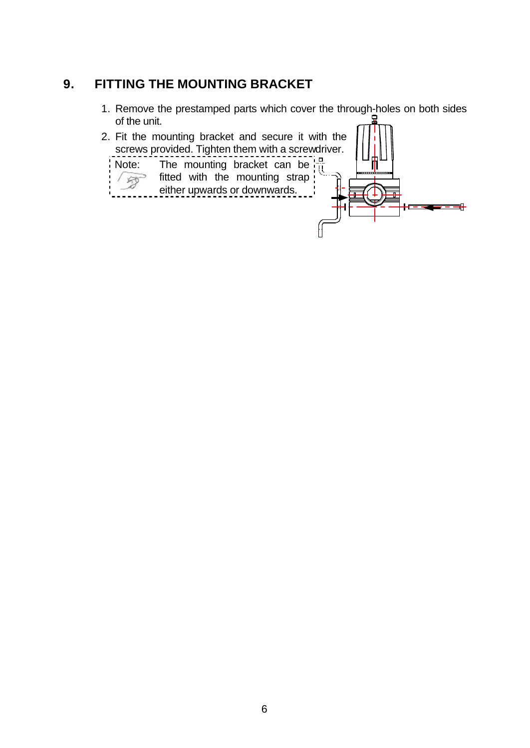## 9. FITTING THE MOUNTING BRACKET

1. Remove the prestamped parts which cover the through-holes on both sides of the unit.
2. Fit the mounting bracket and secure it with the screws provided. Tighten them with a screwdriver.

> Note: The mounting bracket can be fitted with the mounting strap either upwards or downwards.